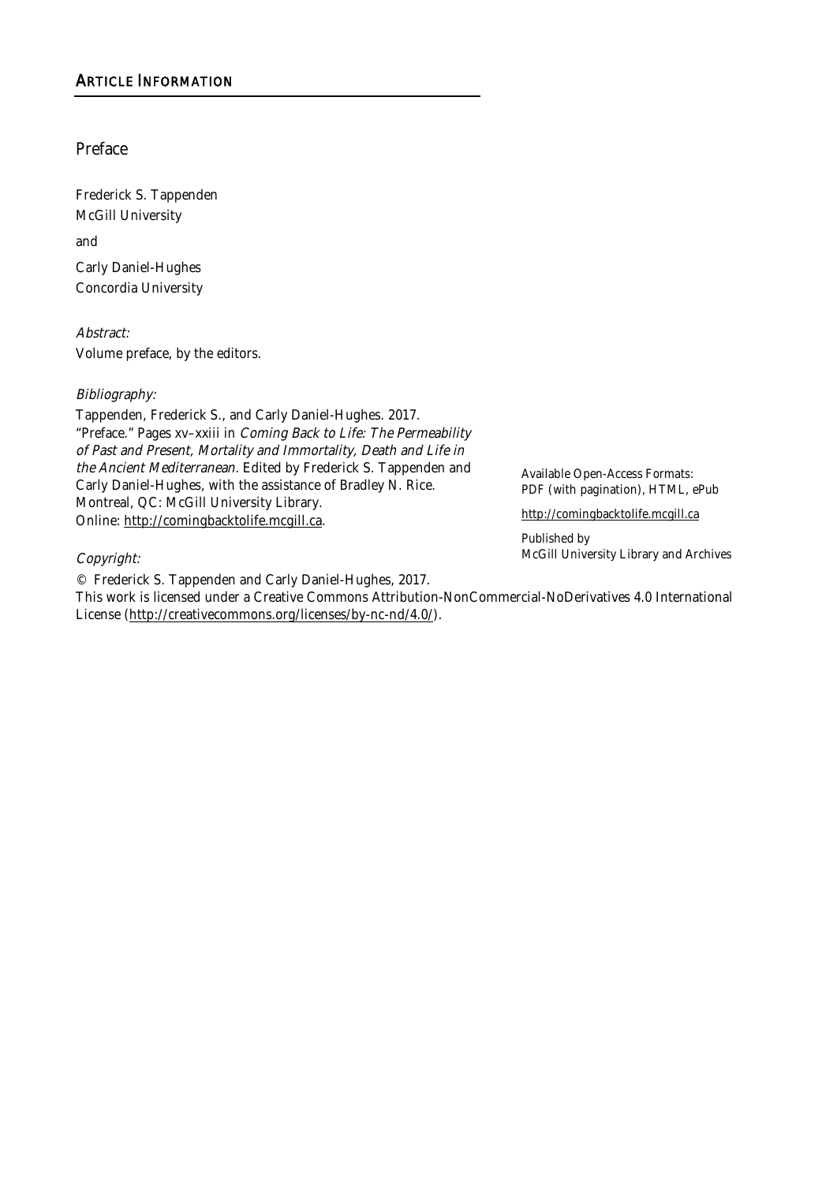## ARTICLE INFORMATION

### Preface

Frederick S. Tappenden
McGill University

and

Carly Daniel-Hughes
Concordia University

*Abstract:*
Volume preface, by the editors.

*Bibliography:*
Tappenden, Frederick S., and Carly Daniel-Hughes. 2017. "Preface." Pages xv–xxiii in *Coming Back to Life: The Permeability of Past and Present, Mortality and Immortality, Death and Life in the Ancient Mediterranean.* Edited by Frederick S. Tappenden and Carly Daniel-Hughes, with the assistance of Bradley N. Rice. Montreal, QC: McGill University Library.
Online: http://comingbacktolife.mcgill.ca.

*Copyright:*
© Frederick S. Tappenden and Carly Daniel-Hughes, 2017.
This work is licensed under a Creative Commons Attribution-NonCommercial-NoDerivatives 4.0 International License (http://creativecommons.org/licenses/by-nc-nd/4.0/).

Available Open-Access Formats:
PDF (with pagination), HTML, ePub

http://comingbacktolife.mcgill.ca

Published by
McGill University Library and Archives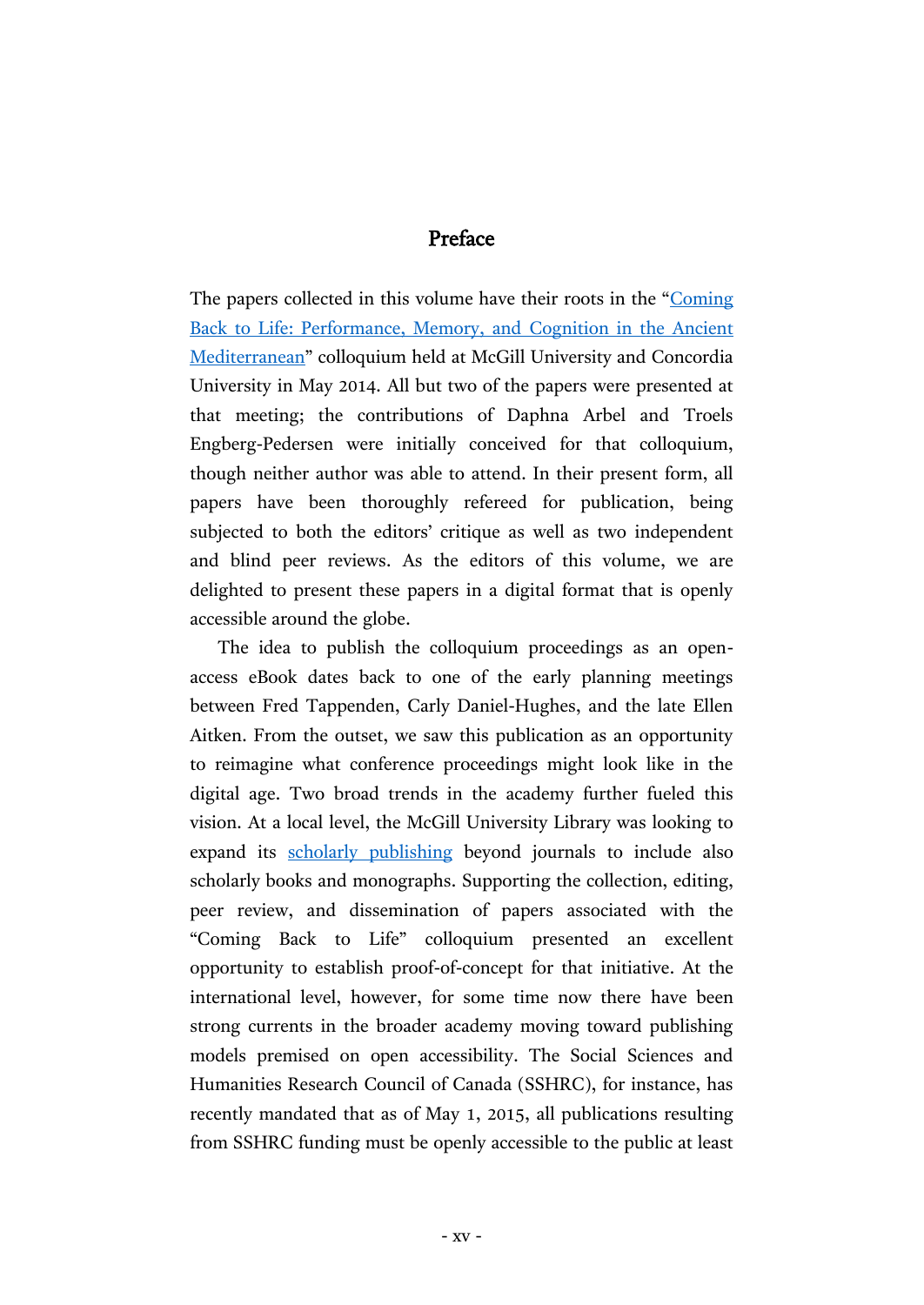# Preface

The papers collected in this volume have their roots in the "Coming Back to Life: Performance, Memory, and Cognition in the Ancient Mediterranean" colloquium held at McGill University and Concordia University in May 2014. All but two of the papers were presented at that meeting; the contributions of Daphna Arbel and Troels Engberg-Pedersen were initially conceived for that colloquium, though neither author was able to attend. In their present form, all papers have been thoroughly refereed for publication, being subjected to both the editors' critique as well as two independent and blind peer reviews. As the editors of this volume, we are delighted to present these papers in a digital format that is openly accessible around the globe.

The idea to publish the colloquium proceedings as an open-access eBook dates back to one of the early planning meetings between Fred Tappenden, Carly Daniel-Hughes, and the late Ellen Aitken. From the outset, we saw this publication as an opportunity to reimagine what conference proceedings might look like in the digital age. Two broad trends in the academy further fueled this vision. At a local level, the McGill University Library was looking to expand its scholarly publishing beyond journals to include also scholarly books and monographs. Supporting the collection, editing, peer review, and dissemination of papers associated with the "Coming Back to Life" colloquium presented an excellent opportunity to establish proof-of-concept for that initiative. At the international level, however, for some time now there have been strong currents in the broader academy moving toward publishing models premised on open accessibility. The Social Sciences and Humanities Research Council of Canada (SSHRC), for instance, has recently mandated that as of May 1, 2015, all publications resulting from SSHRC funding must be openly accessible to the public at least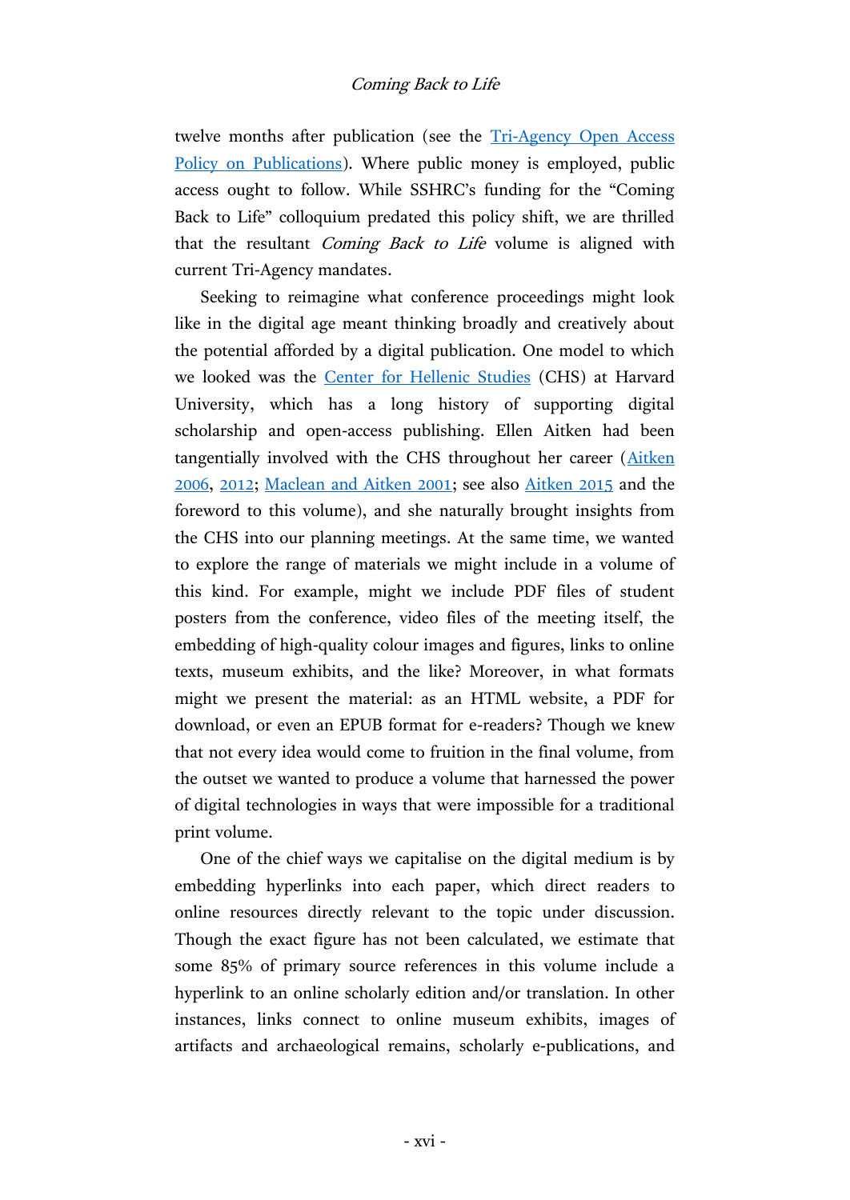twelve months after publication (see the Tri-Agency Open Access Policy on Publications). Where public money is employed, public access ought to follow. While SSHRC's funding for the "Coming Back to Life" colloquium predated this policy shift, we are thrilled that the resultant *Coming Back to Life* volume is aligned with current Tri-Agency mandates.

Seeking to reimagine what conference proceedings might look like in the digital age meant thinking broadly and creatively about the potential afforded by a digital publication. One model to which we looked was the Center for Hellenic Studies (CHS) at Harvard University, which has a long history of supporting digital scholarship and open-access publishing. Ellen Aitken had been tangentially involved with the CHS throughout her career (Aitken 2006, 2012; Maclean and Aitken 2001; see also Aitken 2015 and the foreword to this volume), and she naturally brought insights from the CHS into our planning meetings. At the same time, we wanted to explore the range of materials we might include in a volume of this kind. For example, might we include PDF files of student posters from the conference, video files of the meeting itself, the embedding of high-quality colour images and figures, links to online texts, museum exhibits, and the like? Moreover, in what formats might we present the material: as an HTML website, a PDF for download, or even an EPUB format for e-readers? Though we knew that not every idea would come to fruition in the final volume, from the outset we wanted to produce a volume that harnessed the power of digital technologies in ways that were impossible for a traditional print volume.

One of the chief ways we capitalise on the digital medium is by embedding hyperlinks into each paper, which direct readers to online resources directly relevant to the topic under discussion. Though the exact figure has not been calculated, we estimate that some 85% of primary source references in this volume include a hyperlink to an online scholarly edition and/or translation. In other instances, links connect to online museum exhibits, images of artifacts and archaeological remains, scholarly e-publications, and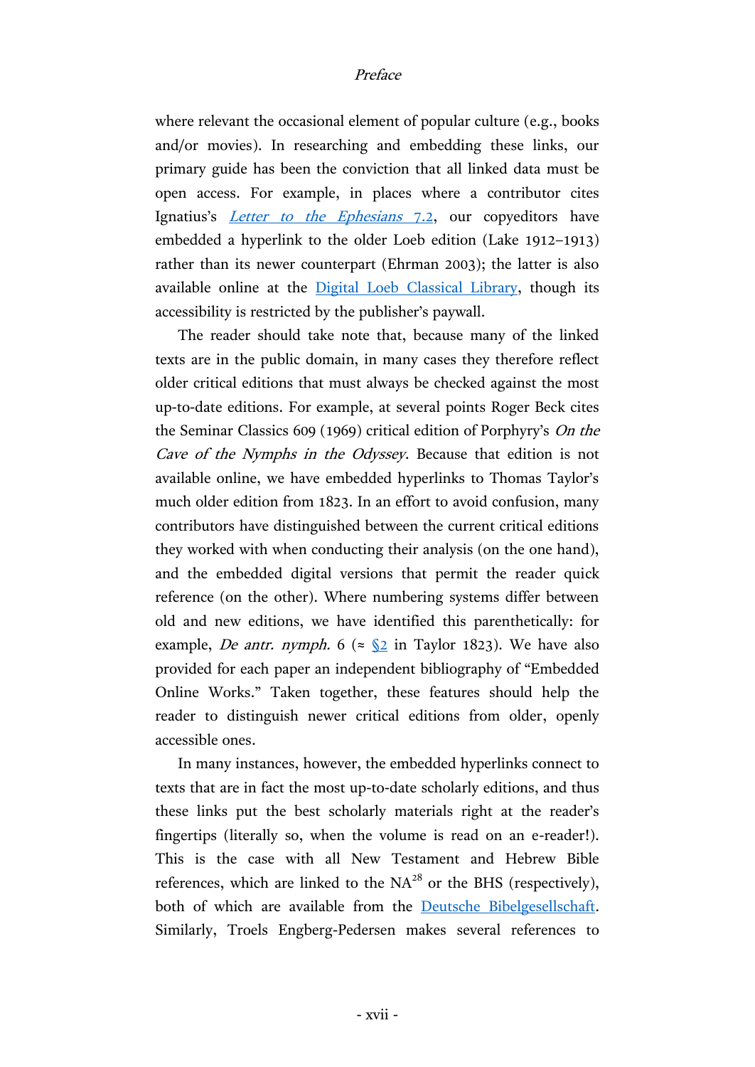where relevant the occasional element of popular culture (e.g., books and/or movies). In researching and embedding these links, our primary guide has been the conviction that all linked data must be open access. For example, in places where a contributor cites Ignatius's *Letter to the Ephesians* 7.2, our copyeditors have embedded a hyperlink to the older Loeb edition (Lake 1912–1913) rather than its newer counterpart (Ehrman 2003); the latter is also available online at the Digital Loeb Classical Library, though its accessibility is restricted by the publisher's paywall.

The reader should take note that, because many of the linked texts are in the public domain, in many cases they therefore reflect older critical editions that must always be checked against the most up-to-date editions. For example, at several points Roger Beck cites the Seminar Classics 609 (1969) critical edition of Porphyry's *On the Cave of the Nymphs in the Odyssey*. Because that edition is not available online, we have embedded hyperlinks to Thomas Taylor's much older edition from 1823. In an effort to avoid confusion, many contributors have distinguished between the current critical editions they worked with when conducting their analysis (on the one hand), and the embedded digital versions that permit the reader quick reference (on the other). Where numbering systems differ between old and new editions, we have identified this parenthetically: for example, *De antr. nymph.* 6 (≈ §2 in Taylor 1823). We have also provided for each paper an independent bibliography of "Embedded Online Works." Taken together, these features should help the reader to distinguish newer critical editions from older, openly accessible ones.

In many instances, however, the embedded hyperlinks connect to texts that are in fact the most up-to-date scholarly editions, and thus these links put the best scholarly materials right at the reader's fingertips (literally so, when the volume is read on an e-reader!). This is the case with all New Testament and Hebrew Bible references, which are linked to the NA$^{28}$ or the BHS (respectively), both of which are available from the Deutsche Bibelgesellschaft. Similarly, Troels Engberg-Pedersen makes several references to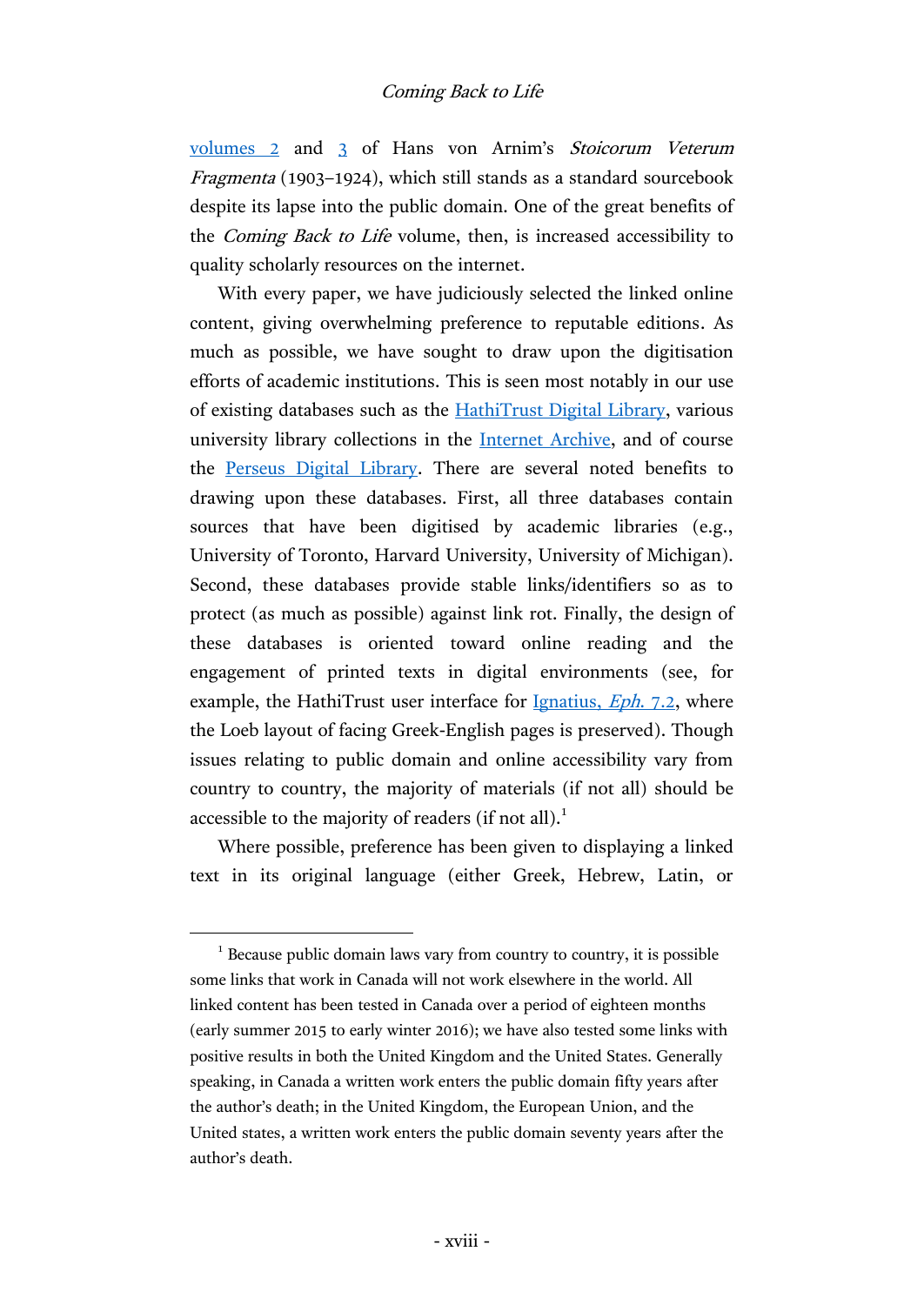volumes 2 and 3 of Hans von Arnim's *Stoicorum Veterum Fragmenta* (1903–1924), which still stands as a standard sourcebook despite its lapse into the public domain. One of the great benefits of the *Coming Back to Life* volume, then, is increased accessibility to quality scholarly resources on the internet.

With every paper, we have judiciously selected the linked online content, giving overwhelming preference to reputable editions. As much as possible, we have sought to draw upon the digitisation efforts of academic institutions. This is seen most notably in our use of existing databases such as the HathiTrust Digital Library, various university library collections in the Internet Archive, and of course the Perseus Digital Library. There are several noted benefits to drawing upon these databases. First, all three databases contain sources that have been digitised by academic libraries (e.g., University of Toronto, Harvard University, University of Michigan). Second, these databases provide stable links/identifiers so as to protect (as much as possible) against link rot. Finally, the design of these databases is oriented toward online reading and the engagement of printed texts in digital environments (see, for example, the HathiTrust user interface for Ignatius, *Eph.* 7.2, where the Loeb layout of facing Greek-English pages is preserved). Though issues relating to public domain and online accessibility vary from country to country, the majority of materials (if not all) should be accessible to the majority of readers (if not all).[1]

Where possible, preference has been given to displaying a linked text in its original language (either Greek, Hebrew, Latin, or

---

[1] Because public domain laws vary from country to country, it is possible some links that work in Canada will not work elsewhere in the world. All linked content has been tested in Canada over a period of eighteen months (early summer 2015 to early winter 2016); we have also tested some links with positive results in both the United Kingdom and the United States. Generally speaking, in Canada a written work enters the public domain fifty years after the author's death; in the United Kingdom, the European Union, and the United states, a written work enters the public domain seventy years after the author's death.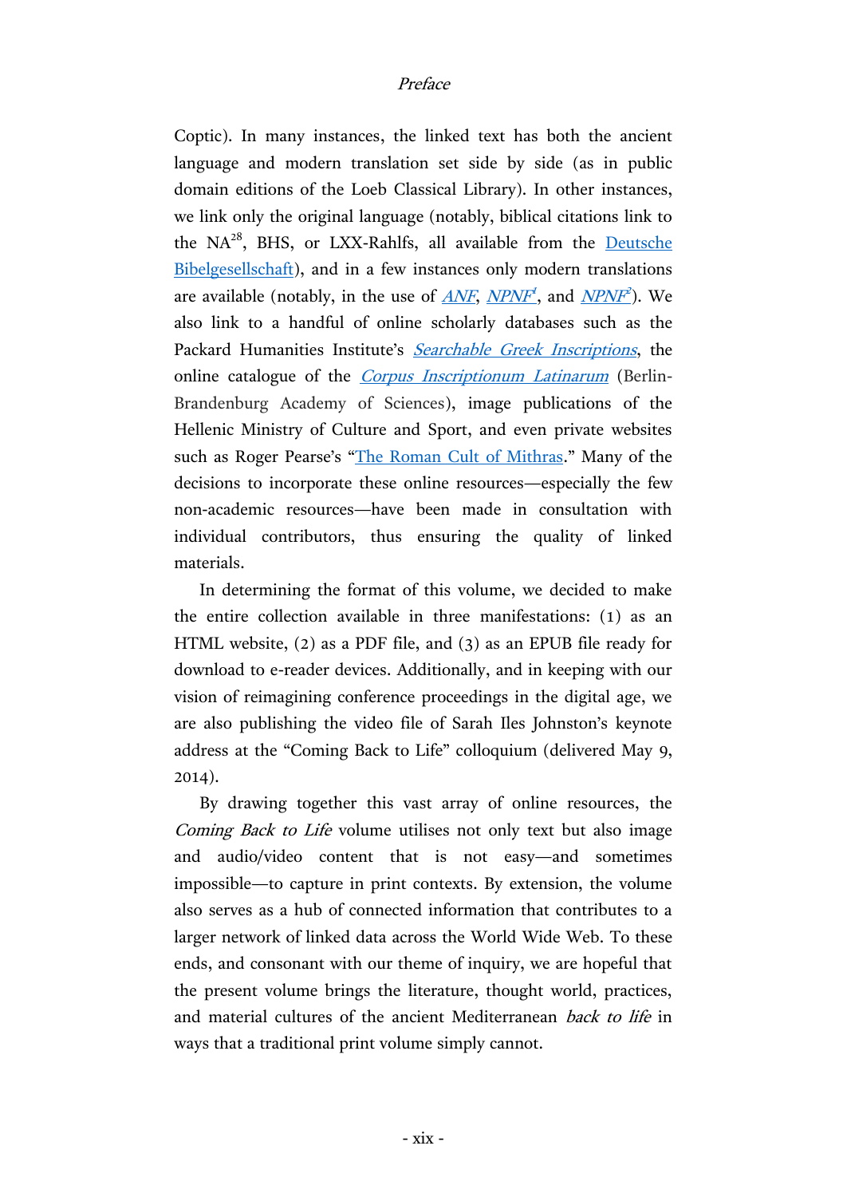Coptic). In many instances, the linked text has both the ancient language and modern translation set side by side (as in public domain editions of the Loeb Classical Library). In other instances, we link only the original language (notably, biblical citations link to the NA[28], BHS, or LXX-Rahlfs, all available from the Deutsche Bibelgesellschaft), and in a few instances only modern translations are available (notably, in the use of *ANF*, *NPNF*[1], and *NPNF*[2]). We also link to a handful of online scholarly databases such as the Packard Humanities Institute's *Searchable Greek Inscriptions*, the online catalogue of the *Corpus Inscriptionum Latinarum* (Berlin-Brandenburg Academy of Sciences), image publications of the Hellenic Ministry of Culture and Sport, and even private websites such as Roger Pearse's "The Roman Cult of Mithras." Many of the decisions to incorporate these online resources—especially the few non-academic resources—have been made in consultation with individual contributors, thus ensuring the quality of linked materials.

In determining the format of this volume, we decided to make the entire collection available in three manifestations: (1) as an HTML website, (2) as a PDF file, and (3) as an EPUB file ready for download to e-reader devices. Additionally, and in keeping with our vision of reimagining conference proceedings in the digital age, we are also publishing the video file of Sarah Iles Johnston's keynote address at the "Coming Back to Life" colloquium (delivered May 9, 2014).

By drawing together this vast array of online resources, the *Coming Back to Life* volume utilises not only text but also image and audio/video content that is not easy—and sometimes impossible—to capture in print contexts. By extension, the volume also serves as a hub of connected information that contributes to a larger network of linked data across the World Wide Web. To these ends, and consonant with our theme of inquiry, we are hopeful that the present volume brings the literature, thought world, practices, and material cultures of the ancient Mediterranean *back to life* in ways that a traditional print volume simply cannot.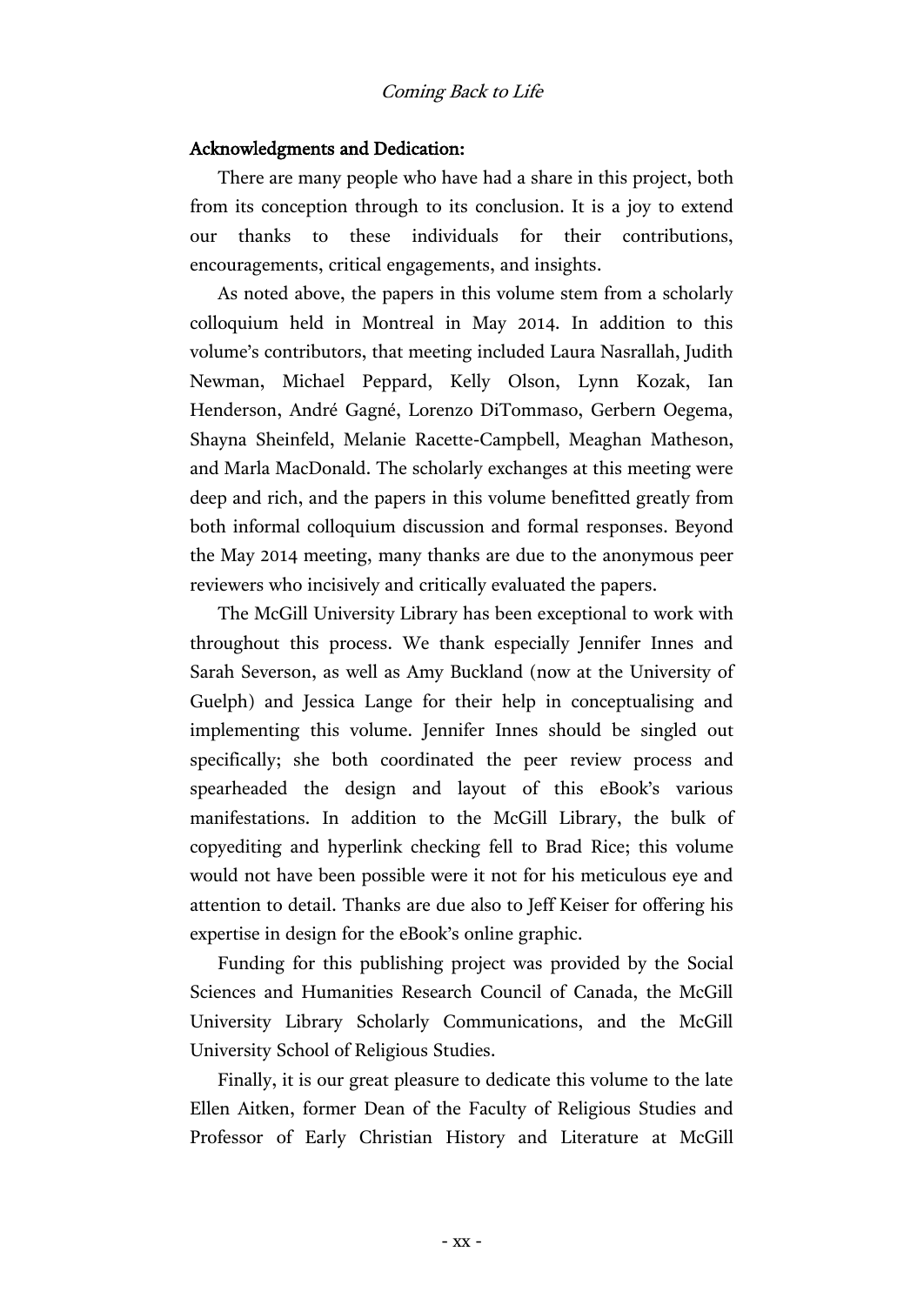**Acknowledgments and Dedication:**

There are many people who have had a share in this project, both from its conception through to its conclusion. It is a joy to extend our thanks to these individuals for their contributions, encouragements, critical engagements, and insights.

As noted above, the papers in this volume stem from a scholarly colloquium held in Montreal in May 2014. In addition to this volume's contributors, that meeting included Laura Nasrallah, Judith Newman, Michael Peppard, Kelly Olson, Lynn Kozak, Ian Henderson, André Gagné, Lorenzo DiTommaso, Gerbern Oegema, Shayna Sheinfeld, Melanie Racette-Campbell, Meaghan Matheson, and Marla MacDonald. The scholarly exchanges at this meeting were deep and rich, and the papers in this volume benefitted greatly from both informal colloquium discussion and formal responses. Beyond the May 2014 meeting, many thanks are due to the anonymous peer reviewers who incisively and critically evaluated the papers.

The McGill University Library has been exceptional to work with throughout this process. We thank especially Jennifer Innes and Sarah Severson, as well as Amy Buckland (now at the University of Guelph) and Jessica Lange for their help in conceptualising and implementing this volume. Jennifer Innes should be singled out specifically; she both coordinated the peer review process and spearheaded the design and layout of this eBook's various manifestations. In addition to the McGill Library, the bulk of copyediting and hyperlink checking fell to Brad Rice; this volume would not have been possible were it not for his meticulous eye and attention to detail. Thanks are due also to Jeff Keiser for offering his expertise in design for the eBook's online graphic.

Funding for this publishing project was provided by the Social Sciences and Humanities Research Council of Canada, the McGill University Library Scholarly Communications, and the McGill University School of Religious Studies.

Finally, it is our great pleasure to dedicate this volume to the late Ellen Aitken, former Dean of the Faculty of Religious Studies and Professor of Early Christian History and Literature at McGill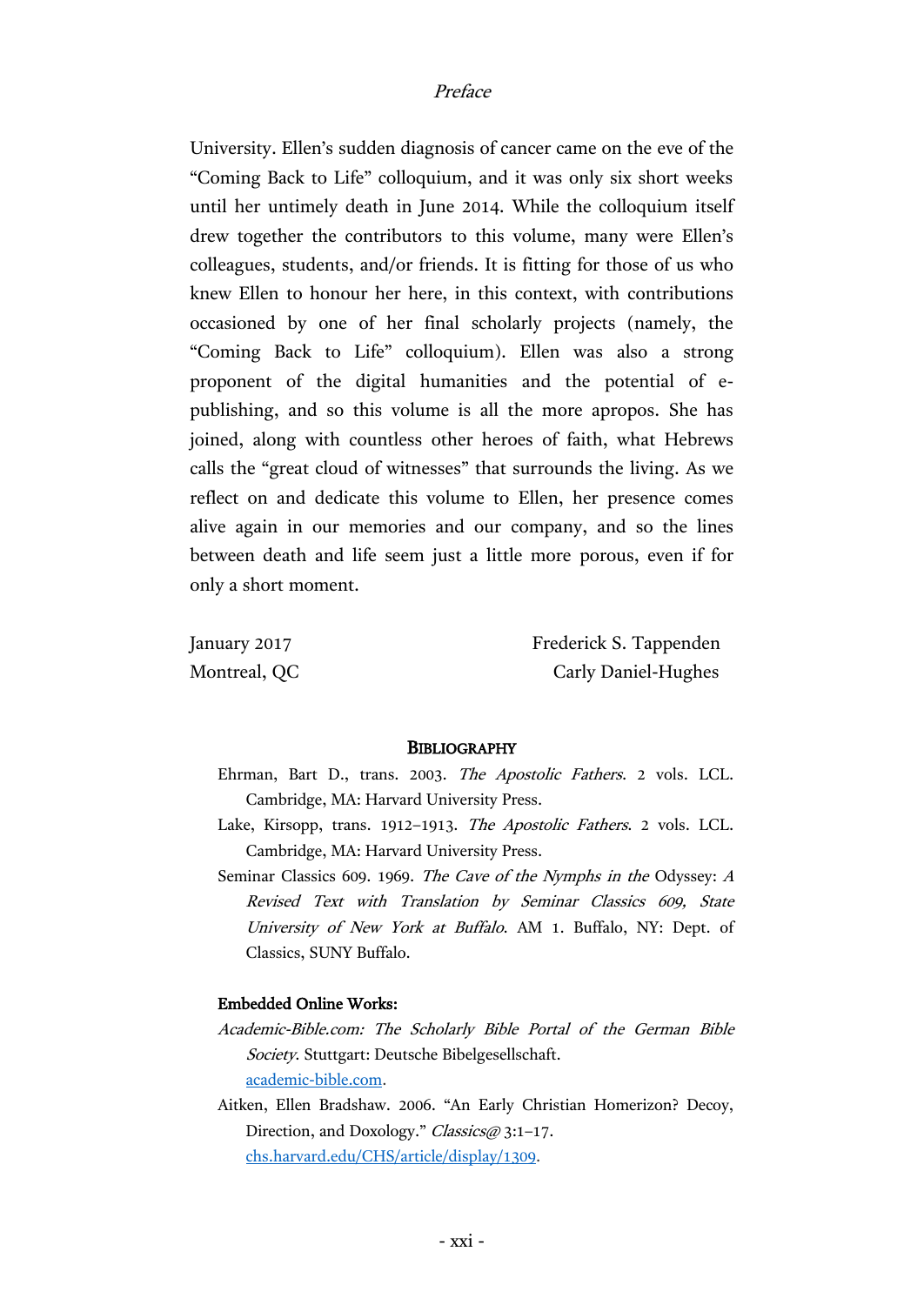University. Ellen's sudden diagnosis of cancer came on the eve of the "Coming Back to Life" colloquium, and it was only six short weeks until her untimely death in June 2014. While the colloquium itself drew together the contributors to this volume, many were Ellen's colleagues, students, and/or friends. It is fitting for those of us who knew Ellen to honour her here, in this context, with contributions occasioned by one of her final scholarly projects (namely, the "Coming Back to Life" colloquium). Ellen was also a strong proponent of the digital humanities and the potential of e-publishing, and so this volume is all the more apropos. She has joined, along with countless other heroes of faith, what Hebrews calls the "great cloud of witnesses" that surrounds the living. As we reflect on and dedicate this volume to Ellen, her presence comes alive again in our memories and our company, and so the lines between death and life seem just a little more porous, even if for only a short moment.

January 2017 — Frederick S. Tappenden
Montreal, QC — Carly Daniel-Hughes

## Bibliography

Ehrman, Bart D., trans. 2003. *The Apostolic Fathers*. 2 vols. LCL. Cambridge, MA: Harvard University Press.

Lake, Kirsopp, trans. 1912–1913. *The Apostolic Fathers*. 2 vols. LCL. Cambridge, MA: Harvard University Press.

Seminar Classics 609. 1969. *The Cave of the Nymphs in the* Odyssey: *A Revised Text with Translation by Seminar Classics 609, State University of New York at Buffalo*. AM 1. Buffalo, NY: Dept. of Classics, SUNY Buffalo.

**Embedded Online Works:**

*Academic-Bible.com: The Scholarly Bible Portal of the German Bible Society*. Stuttgart: Deutsche Bibelgesellschaft. [academic-bible.com](academic-bible.com).

Aitken, Ellen Bradshaw. 2006. "An Early Christian Homerizon? Decoy, Direction, and Doxology." *Classics@* 3:1–17. [chs.harvard.edu/CHS/article/display/1309](chs.harvard.edu/CHS/article/display/1309).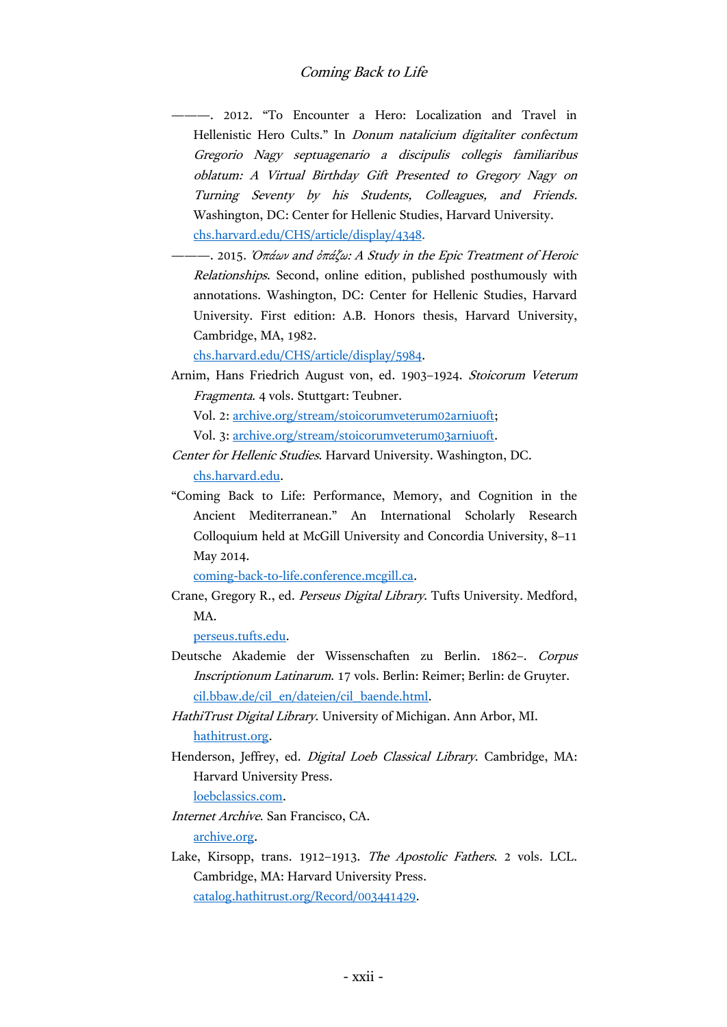———. 2012. “To Encounter a Hero: Localization and Travel in Hellenistic Hero Cults.” In *Donum natalicium digitaliter confectum Gregorio Nagy septuagenario a discipulis collegis familiaribus oblatum: A Virtual Birthday Gift Presented to Gregory Nagy on Turning Seventy by his Students, Colleagues, and Friends.* Washington, DC: Center for Hellenic Studies, Harvard University. chs.harvard.edu/CHS/article/display/4348.

———. 2015. *Ὀπάων and ὀπάζω: A Study in the Epic Treatment of Heroic Relationships*. Second, online edition, published posthumously with annotations. Washington, DC: Center for Hellenic Studies, Harvard University. First edition: A.B. Honors thesis, Harvard University, Cambridge, MA, 1982. chs.harvard.edu/CHS/article/display/5984.

Arnim, Hans Friedrich August von, ed. 1903–1924. *Stoicorum Veterum Fragmenta*. 4 vols. Stuttgart: Teubner.
Vol. 2: archive.org/stream/stoicorumveterum02arniuoft;
Vol. 3: archive.org/stream/stoicorumveterum03arniuoft.

*Center for Hellenic Studies*. Harvard University. Washington, DC. chs.harvard.edu.

“Coming Back to Life: Performance, Memory, and Cognition in the Ancient Mediterranean.” An International Scholarly Research Colloquium held at McGill University and Concordia University, 8–11 May 2014. coming-back-to-life.conference.mcgill.ca.

Crane, Gregory R., ed. *Perseus Digital Library*. Tufts University. Medford, MA. perseus.tufts.edu.

Deutsche Akademie der Wissenschaften zu Berlin. 1862–. *Corpus Inscriptionum Latinarum*. 17 vols. Berlin: Reimer; Berlin: de Gruyter. cil.bbaw.de/cil_en/dateien/cil_baende.html.

*HathiTrust Digital Library*. University of Michigan. Ann Arbor, MI. hathitrust.org.

Henderson, Jeffrey, ed. *Digital Loeb Classical Library*. Cambridge, MA: Harvard University Press. loebclassics.com.

*Internet Archive*. San Francisco, CA. archive.org.

Lake, Kirsopp, trans. 1912–1913. *The Apostolic Fathers*. 2 vols. LCL. Cambridge, MA: Harvard University Press. catalog.hathitrust.org/Record/003441429.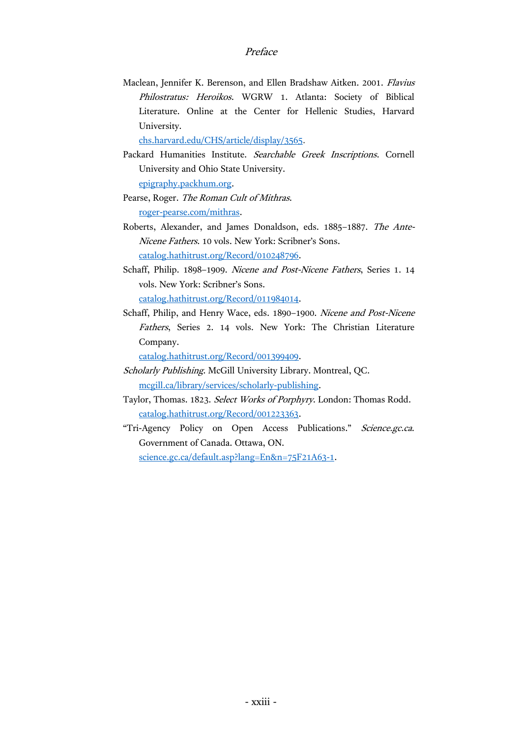Maclean, Jennifer K. Berenson, and Ellen Bradshaw Aitken. 2001. *Flavius Philostratus: Heroikos*. WGRW 1. Atlanta: Society of Biblical Literature. Online at the Center for Hellenic Studies, Harvard University.
chs.harvard.edu/CHS/article/display/3565.

Packard Humanities Institute. *Searchable Greek Inscriptions*. Cornell University and Ohio State University.
epigraphy.packhum.org.

Pearse, Roger. *The Roman Cult of Mithras*.
roger-pearse.com/mithras.

Roberts, Alexander, and James Donaldson, eds. 1885–1887. *The Ante-Nicene Fathers*. 10 vols. New York: Scribner's Sons.
catalog.hathitrust.org/Record/010248796.

Schaff, Philip. 1898–1909. *Nicene and Post-Nicene Fathers*, Series 1. 14 vols. New York: Scribner's Sons.
catalog.hathitrust.org/Record/011984014.

Schaff, Philip, and Henry Wace, eds. 1890–1900. *Nicene and Post-Nicene Fathers*, Series 2. 14 vols. New York: The Christian Literature Company.
catalog.hathitrust.org/Record/001399409.

*Scholarly Publishing*. McGill University Library. Montreal, QC.
mcgill.ca/library/services/scholarly-publishing.

Taylor, Thomas. 1823. *Select Works of Porphyry*. London: Thomas Rodd.
catalog.hathitrust.org/Record/001223363.

"Tri-Agency Policy on Open Access Publications." *Science.gc.ca*. Government of Canada. Ottawa, ON.
science.gc.ca/default.asp?lang=En&n=75F21A63-1.